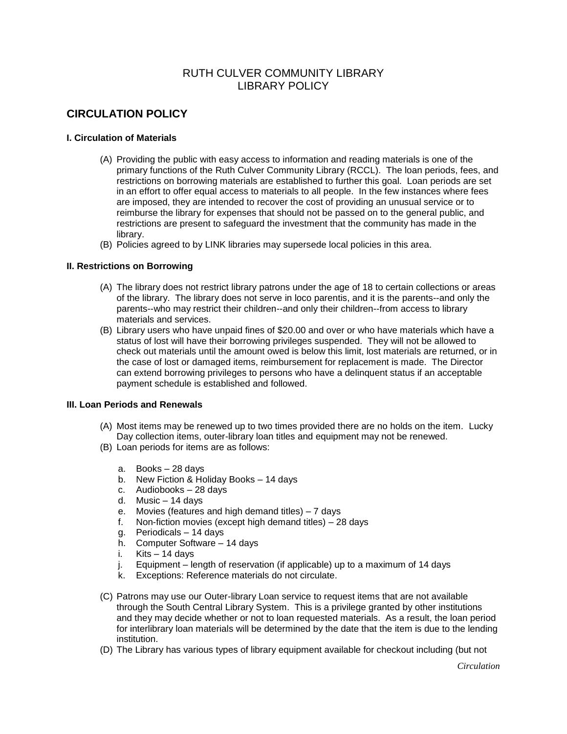RUTH CULVER COMMUNITY LIBRARY
LIBRARY POLICY

## CIRCULATION POLICY

### I. Circulation of Materials

(A) Providing the public with easy access to information and reading materials is one of the primary functions of the Ruth Culver Community Library (RCCL). The loan periods, fees, and restrictions on borrowing materials are established to further this goal. Loan periods are set in an effort to offer equal access to materials to all people. In the few instances where fees are imposed, they are intended to recover the cost of providing an unusual service or to reimburse the library for expenses that should not be passed on to the general public, and restrictions are present to safeguard the investment that the community has made in the library.

(B) Policies agreed to by LINK libraries may supersede local policies in this area.

### II. Restrictions on Borrowing

(A) The library does not restrict library patrons under the age of 18 to certain collections or areas of the library. The library does not serve in loco parentis, and it is the parents--and only the parents--who may restrict their children--and only their children--from access to library materials and services.

(B) Library users who have unpaid fines of $20.00 and over or who have materials which have a status of lost will have their borrowing privileges suspended. They will not be allowed to check out materials until the amount owed is below this limit, lost materials are returned, or in the case of lost or damaged items, reimbursement for replacement is made. The Director can extend borrowing privileges to persons who have a delinquent status if an acceptable payment schedule is established and followed.

### III. Loan Periods and Renewals

(A) Most items may be renewed up to two times provided there are no holds on the item. Lucky Day collection items, outer-library loan titles and equipment may not be renewed.

(B) Loan periods for items are as follows:

a. Books – 28 days
b. New Fiction & Holiday Books – 14 days
c. Audiobooks – 28 days
d. Music – 14 days
e. Movies (features and high demand titles) – 7 days
f. Non-fiction movies (except high demand titles) – 28 days
g. Periodicals – 14 days
h. Computer Software – 14 days
i. Kits – 14 days
j. Equipment – length of reservation (if applicable) up to a maximum of 14 days
k. Exceptions: Reference materials do not circulate.

(C) Patrons may use our Outer-library Loan service to request items that are not available through the South Central Library System. This is a privilege granted by other institutions and they may decide whether or not to loan requested materials. As a result, the loan period for interlibrary loan materials will be determined by the date that the item is due to the lending institution.

(D) The Library has various types of library equipment available for checkout including (but not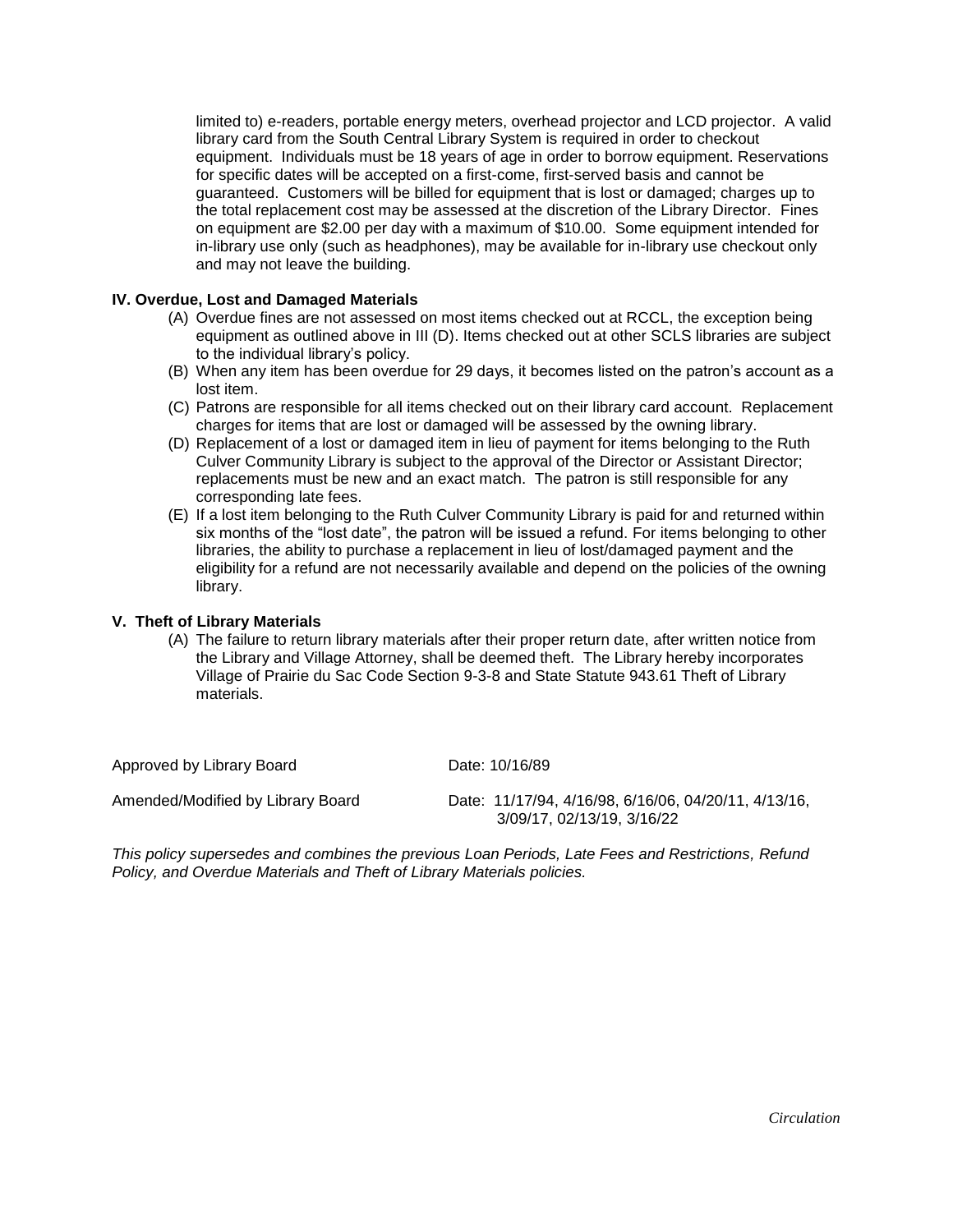limited to) e-readers, portable energy meters, overhead projector and LCD projector. A valid library card from the South Central Library System is required in order to checkout equipment. Individuals must be 18 years of age in order to borrow equipment. Reservations for specific dates will be accepted on a first-come, first-served basis and cannot be guaranteed. Customers will be billed for equipment that is lost or damaged; charges up to the total replacement cost may be assessed at the discretion of the Library Director. Fines on equipment are $2.00 per day with a maximum of $10.00. Some equipment intended for in-library use only (such as headphones), may be available for in-library use checkout only and may not leave the building.

**IV. Overdue, Lost and Damaged Materials**

(A) Overdue fines are not assessed on most items checked out at RCCL, the exception being equipment as outlined above in III (D). Items checked out at other SCLS libraries are subject to the individual library's policy.

(B) When any item has been overdue for 29 days, it becomes listed on the patron's account as a lost item.

(C) Patrons are responsible for all items checked out on their library card account. Replacement charges for items that are lost or damaged will be assessed by the owning library.

(D) Replacement of a lost or damaged item in lieu of payment for items belonging to the Ruth Culver Community Library is subject to the approval of the Director or Assistant Director; replacements must be new and an exact match. The patron is still responsible for any corresponding late fees.

(E) If a lost item belonging to the Ruth Culver Community Library is paid for and returned within six months of the "lost date", the patron will be issued a refund. For items belonging to other libraries, the ability to purchase a replacement in lieu of lost/damaged payment and the eligibility for a refund are not necessarily available and depend on the policies of the owning library.

**V. Theft of Library Materials**

(A) The failure to return library materials after their proper return date, after written notice from the Library and Village Attorney, shall be deemed theft. The Library hereby incorporates Village of Prairie du Sac Code Section 9-3-8 and State Statute 943.61 Theft of Library materials.

Approved by Library Board — Date: 10/16/89

Amended/Modified by Library Board — Date: 11/17/94, 4/16/98, 6/16/06, 04/20/11, 4/13/16, 3/09/17, 02/13/19, 3/16/22

*This policy supersedes and combines the previous Loan Periods, Late Fees and Restrictions, Refund Policy, and Overdue Materials and Theft of Library Materials policies.*